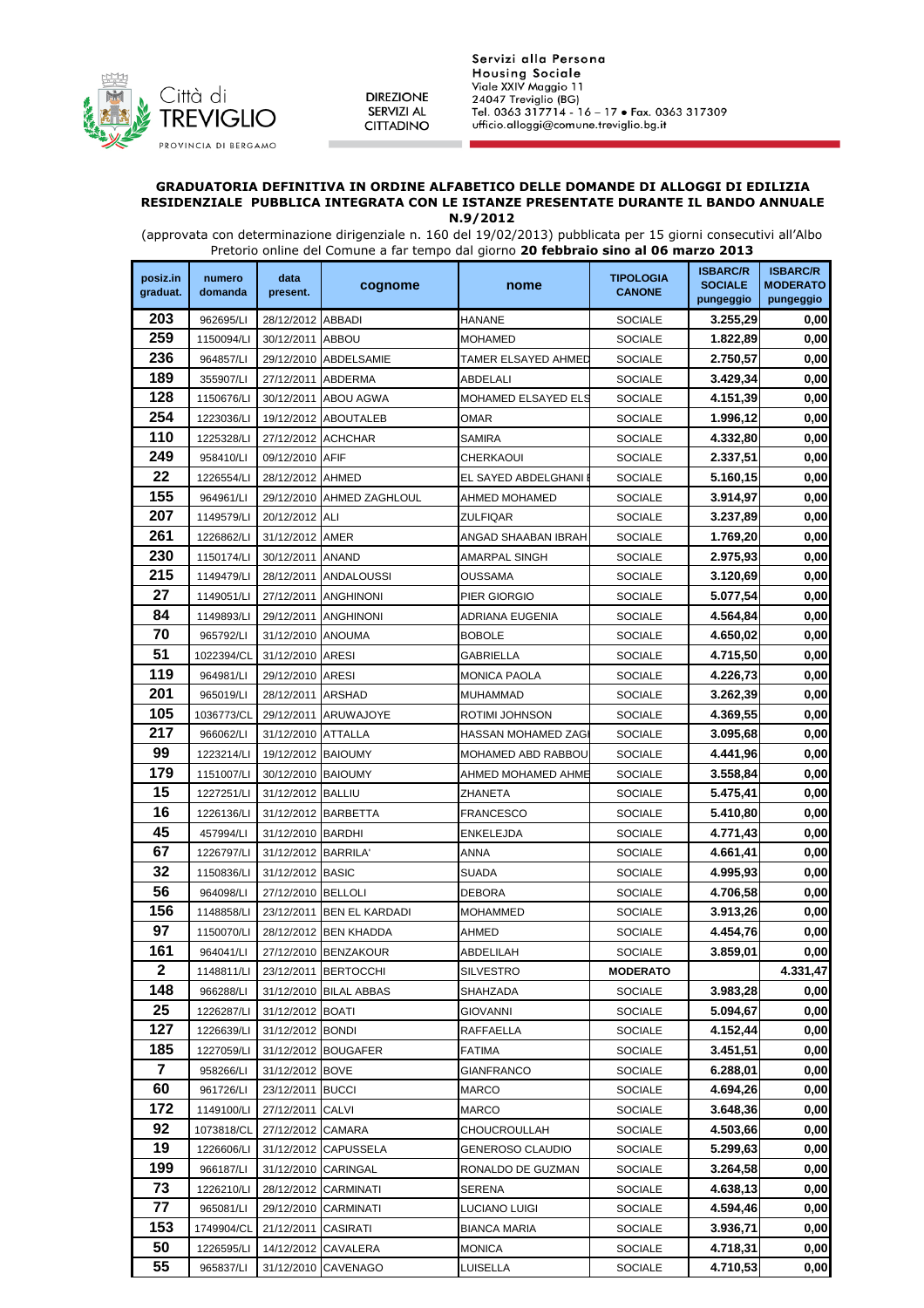Città di TREVIGLIO
PROVINCIA DI BERGAMO

DIREZIONE SERVIZI AL CITTADINO

Servizi alla Persona
Housing Sociale
Viale XXIV Maggio 11
24047 Treviglio (BG)
Tel. 0363 317714 - 16 – 17 • Fax. 0363 317309
ufficio.alloggi@comune.treviglio.bg.it

**GRADUATORIA DEFINITIVA IN ORDINE ALFABETICO DELLE DOMANDE DI ALLOGGI DI EDILIZIA RESIDENZIALE PUBBLICA INTEGRATA CON LE ISTANZE PRESENTATE DURANTE IL BANDO ANNUALE N.9/2012**

(approvata con determinazione dirigenziale n. 160 del 19/02/2013) pubblicata per 15 giorni consecutivi all'Albo Pretorio online del Comune a far tempo dal giorno **20 febbraio sino al 06 marzo 2013**

| posiz.in graduat. | numero domanda | data present. | cognome | nome | TIPOLOGIA CANONE | ISBARC/R SOCIALE pungeggio | ISBARC/R MODERATO pungeggio |
|---|---|---|---|---|---|---|---|
| 203 | 962695/LI | 28/12/2012 | ABBADI | HANANE | SOCIALE | 3.255,29 | 0,00 |
| 259 | 1150094/LI | 30/12/2011 | ABBOU | MOHAMED | SOCIALE | 1.822,89 | 0,00 |
| 236 | 964857/LI | 29/12/2010 | ABDELSAMIE | TAMER ELSAYED AHMED | SOCIALE | 2.750,57 | 0,00 |
| 189 | 355907/LI | 27/12/2011 | ABDERMA | ABDELALI | SOCIALE | 3.429,34 | 0,00 |
| 128 | 1150676/LI | 30/12/2011 | ABOU AGWA | MOHAMED ELSAYED ELS | SOCIALE | 4.151,39 | 0,00 |
| 254 | 1223036/LI | 19/12/2012 | ABOUTALEB | OMAR | SOCIALE | 1.996,12 | 0,00 |
| 110 | 1225328/LI | 27/12/2012 | ACHCHAR | SAMIRA | SOCIALE | 4.332,80 | 0,00 |
| 249 | 958410/LI | 09/12/2010 | AFIF | CHERKAOUI | SOCIALE | 2.337,51 | 0,00 |
| 22 | 1226554/LI | 28/12/2012 | AHMED | EL SAYED ABDELGHANI | SOCIALE | 5.160,15 | 0,00 |
| 155 | 964961/LI | 29/12/2010 | AHMED ZAGHLOUL | AHMED MOHAMED | SOCIALE | 3.914,97 | 0,00 |
| 207 | 1149579/LI | 20/12/2012 | ALI | ZULFIQAR | SOCIALE | 3.237,89 | 0,00 |
| 261 | 1226862/LI | 31/12/2012 | AMER | ANGAD SHAABAN IBRAH | SOCIALE | 1.769,20 | 0,00 |
| 230 | 1150174/LI | 30/12/2011 | ANAND | AMARPAL SINGH | SOCIALE | 2.975,93 | 0,00 |
| 215 | 1149479/LI | 28/12/2011 | ANDALOUSSI | OUSSAMA | SOCIALE | 3.120,69 | 0,00 |
| 27 | 1149051/LI | 27/12/2011 | ANGHINONI | PIER GIORGIO | SOCIALE | 5.077,54 | 0,00 |
| 84 | 1149893/LI | 29/12/2011 | ANGHINONI | ADRIANA EUGENIA | SOCIALE | 4.564,84 | 0,00 |
| 70 | 965792/LI | 31/12/2010 | ANOUMA | BOBOLE | SOCIALE | 4.650,02 | 0,00 |
| 51 | 1022394/CL | 31/12/2010 | ARESI | GABRIELLA | SOCIALE | 4.715,50 | 0,00 |
| 119 | 964981/LI | 29/12/2010 | ARESI | MONICA PAOLA | SOCIALE | 4.226,73 | 0,00 |
| 201 | 965019/LI | 28/12/2011 | ARSHAD | MUHAMMAD | SOCIALE | 3.262,39 | 0,00 |
| 105 | 1036773/CL | 29/12/2011 | ARUWAJOYE | ROTIMI JOHNSON | SOCIALE | 4.369,55 | 0,00 |
| 217 | 966062/LI | 31/12/2010 | ATTALLA | HASSAN MOHAMED ZAG | SOCIALE | 3.095,68 | 0,00 |
| 99 | 1223214/LI | 19/12/2012 | BAIOUMY | MOHAMED ABD RABBOU | SOCIALE | 4.441,96 | 0,00 |
| 179 | 1151007/LI | 30/12/2010 | BAIOUMY | AHMED MOHAMED AHME | SOCIALE | 3.558,84 | 0,00 |
| 15 | 1227251/LI | 31/12/2012 | BALLIU | ZHANETA | SOCIALE | 5.475,41 | 0,00 |
| 16 | 1226136/LI | 31/12/2012 | BARBETTA | FRANCESCO | SOCIALE | 5.410,80 | 0,00 |
| 45 | 457994/LI | 31/12/2010 | BARDHI | ENKELEJDA | SOCIALE | 4.771,43 | 0,00 |
| 67 | 1226797/LI | 31/12/2012 | BARRILA' | ANNA | SOCIALE | 4.661,41 | 0,00 |
| 32 | 1150836/LI | 31/12/2012 | BASIC | SUADA | SOCIALE | 4.995,93 | 0,00 |
| 56 | 964098/LI | 27/12/2010 | BELLOLI | DEBORA | SOCIALE | 4.706,58 | 0,00 |
| 156 | 1148858/LI | 23/12/2011 | BEN EL KARDADI | MOHAMMED | SOCIALE | 3.913,26 | 0,00 |
| 97 | 1150070/LI | 28/12/2012 | BEN KHADDA | AHMED | SOCIALE | 4.454,76 | 0,00 |
| 161 | 964041/LI | 27/12/2010 | BENZAKOUR | ABDELILAH | SOCIALE | 3.859,01 | 0,00 |
| 2 | 1148811/LI | 23/12/2011 | BERTOCCHI | SILVESTRO | MODERATO | | 4.331,47 |
| 148 | 966288/LI | 31/12/2010 | BILAL ABBAS | SHAHZADA | SOCIALE | 3.983,28 | 0,00 |
| 25 | 1226287/LI | 31/12/2012 | BOATI | GIOVANNI | SOCIALE | 5.094,67 | 0,00 |
| 127 | 1226639/LI | 31/12/2012 | BONDI | RAFFAELLA | SOCIALE | 4.152,44 | 0,00 |
| 185 | 1227059/LI | 31/12/2012 | BOUGAFER | FATIMA | SOCIALE | 3.451,51 | 0,00 |
| 7 | 958266/LI | 31/12/2012 | BOVE | GIANFRANCO | SOCIALE | 6.288,01 | 0,00 |
| 60 | 961726/LI | 23/12/2011 | BUCCI | MARCO | SOCIALE | 4.694,26 | 0,00 |
| 172 | 1149100/LI | 27/12/2011 | CALVI | MARCO | SOCIALE | 3.648,36 | 0,00 |
| 92 | 1073818/CL | 27/12/2012 | CAMARA | CHOUCROULLAH | SOCIALE | 4.503,66 | 0,00 |
| 19 | 1226606/LI | 31/12/2012 | CAPUSSELA | GENEROSO CLAUDIO | SOCIALE | 5.299,63 | 0,00 |
| 199 | 966187/LI | 31/12/2010 | CARINGAL | RONALDO DE GUZMAN | SOCIALE | 3.264,58 | 0,00 |
| 73 | 1226210/LI | 28/12/2012 | CARMINATI | SERENA | SOCIALE | 4.638,13 | 0,00 |
| 77 | 965081/LI | 29/12/2010 | CARMINATI | LUCIANO LUIGI | SOCIALE | 4.594,46 | 0,00 |
| 153 | 1749904/CL | 21/12/2011 | CASIRATI | BIANCA MARIA | SOCIALE | 3.936,71 | 0,00 |
| 50 | 1226595/LI | 14/12/2012 | CAVALERA | MONICA | SOCIALE | 4.718,31 | 0,00 |
| 55 | 965837/LI | 31/12/2010 | CAVENAGO | LUISELLA | SOCIALE | 4.710,53 | 0,00 |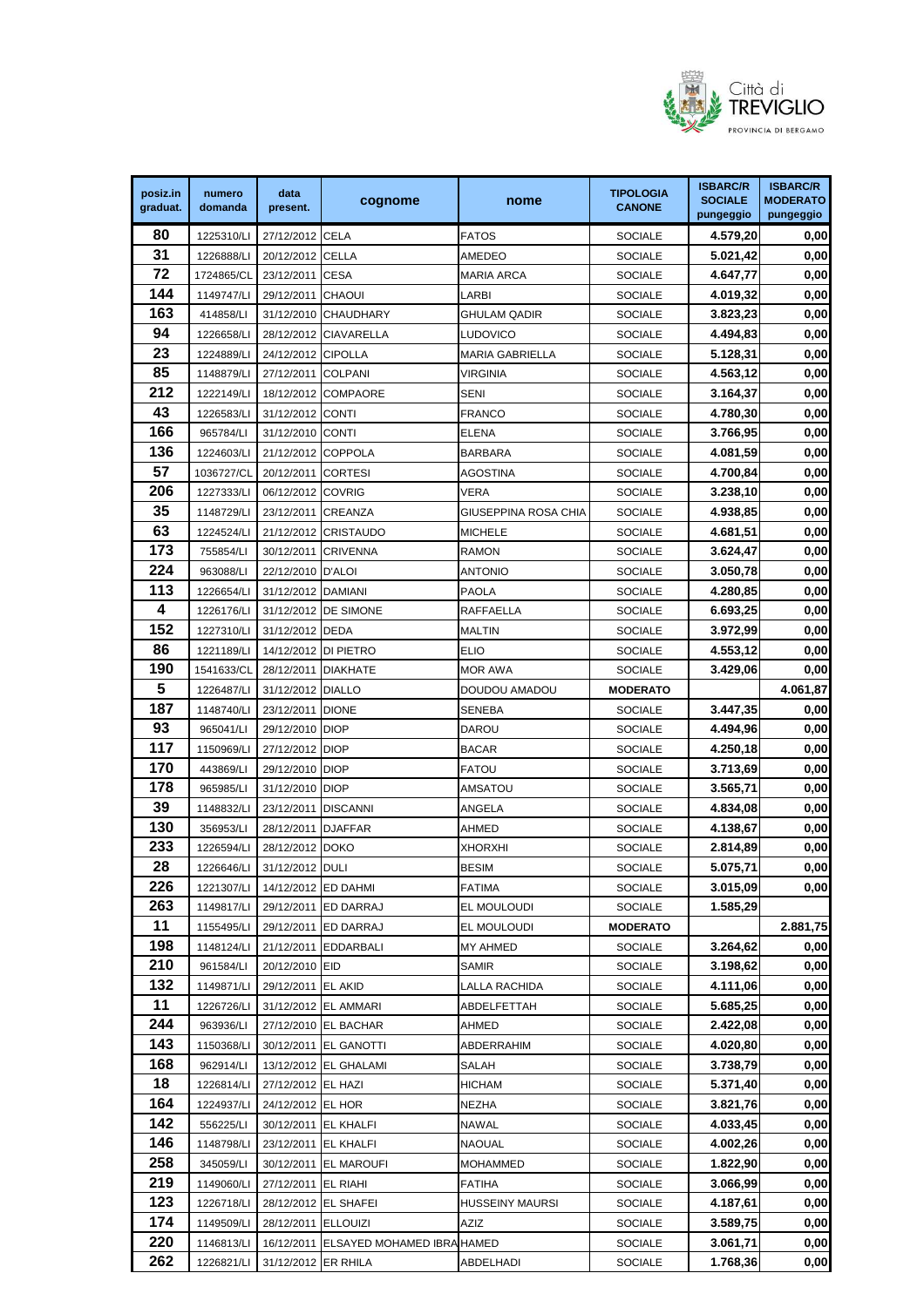| posiz.in graduat. | numero domanda | data present. | cognome | nome | TIPOLOGIA CANONE | ISBARC/R SOCIALE pungeggio | ISBARC/R MODERATO pungeggio |
|---|---|---|---|---|---|---|---|
| 80 | 1225310/LI | 27/12/2012 | CELA | FATOS | SOCIALE | 4.579,20 | 0,00 |
| 31 | 1226888/LI | 20/12/2012 | CELLA | AMEDEO | SOCIALE | 5.021,42 | 0,00 |
| 72 | 1724865/CL | 23/12/2011 | CESA | MARIA ARCA | SOCIALE | 4.647,77 | 0,00 |
| 144 | 1149747/LI | 29/12/2011 | CHAOUI | LARBI | SOCIALE | 4.019,32 | 0,00 |
| 163 | 414858/LI | 31/12/2010 | CHAUDHARY | GHULAM QADIR | SOCIALE | 3.823,23 | 0,00 |
| 94 | 1226658/LI | 28/12/2012 | CIAVARELLA | LUDOVICO | SOCIALE | 4.494,83 | 0,00 |
| 23 | 1224889/LI | 24/12/2012 | CIPOLLA | MARIA GABRIELLA | SOCIALE | 5.128,31 | 0,00 |
| 85 | 1148879/LI | 27/12/2011 | COLPANI | VIRGINIA | SOCIALE | 4.563,12 | 0,00 |
| 212 | 1222149/LI | 18/12/2012 | COMPAORE | SENI | SOCIALE | 3.164,37 | 0,00 |
| 43 | 1226583/LI | 31/12/2012 | CONTI | FRANCO | SOCIALE | 4.780,30 | 0,00 |
| 166 | 965784/LI | 31/12/2010 | CONTI | ELENA | SOCIALE | 3.766,95 | 0,00 |
| 136 | 1224603/LI | 21/12/2012 | COPPOLA | BARBARA | SOCIALE | 4.081,59 | 0,00 |
| 57 | 1036727/CL | 20/12/2011 | CORTESI | AGOSTINA | SOCIALE | 4.700,84 | 0,00 |
| 206 | 1227333/LI | 06/12/2012 | COVRIG | VERA | SOCIALE | 3.238,10 | 0,00 |
| 35 | 1148729/LI | 23/12/2011 | CREANZA | GIUSEPPINA ROSA CHIA | SOCIALE | 4.938,85 | 0,00 |
| 63 | 1224524/LI | 21/12/2012 | CRISTAUDO | MICHELE | SOCIALE | 4.681,51 | 0,00 |
| 173 | 755854/LI | 30/12/2011 | CRIVENNA | RAMON | SOCIALE | 3.624,47 | 0,00 |
| 224 | 963088/LI | 22/12/2010 | D'ALOI | ANTONIO | SOCIALE | 3.050,78 | 0,00 |
| 113 | 1226654/LI | 31/12/2012 | DAMIANI | PAOLA | SOCIALE | 4.280,85 | 0,00 |
| 4 | 1226176/LI | 31/12/2012 | DE SIMONE | RAFFAELLA | SOCIALE | 6.693,25 | 0,00 |
| 152 | 1227310/LI | 31/12/2012 | DEDA | MALTIN | SOCIALE | 3.972,99 | 0,00 |
| 86 | 1221189/LI | 14/12/2012 | DI PIETRO | ELIO | SOCIALE | 4.553,12 | 0,00 |
| 190 | 1541633/CL | 28/12/2011 | DIAKHATE | MOR AWA | SOCIALE | 3.429,06 | 0,00 |
| 5 | 1226487/LI | 31/12/2012 | DIALLO | DOUDOU AMADOU | **MODERATO** | | 4.061,87 |
| 187 | 1148740/LI | 23/12/2011 | DIONE | SENEBA | SOCIALE | 3.447,35 | 0,00 |
| 93 | 965041/LI | 29/12/2010 | DIOP | DAROU | SOCIALE | 4.494,96 | 0,00 |
| 117 | 1150969/LI | 27/12/2012 | DIOP | BACAR | SOCIALE | 4.250,18 | 0,00 |
| 170 | 443869/LI | 29/12/2010 | DIOP | FATOU | SOCIALE | 3.713,69 | 0,00 |
| 178 | 965985/LI | 31/12/2010 | DIOP | AMSATOU | SOCIALE | 3.565,71 | 0,00 |
| 39 | 1148832/LI | 23/12/2011 | DISCANNI | ANGELA | SOCIALE | 4.834,08 | 0,00 |
| 130 | 356953/LI | 28/12/2011 | DJAFFAR | AHMED | SOCIALE | 4.138,67 | 0,00 |
| 233 | 1226594/LI | 28/12/2012 | DOKO | XHORXHI | SOCIALE | 2.814,89 | 0,00 |
| 28 | 1226646/LI | 31/12/2012 | DULI | BESIM | SOCIALE | 5.075,71 | 0,00 |
| 226 | 1221307/LI | 14/12/2012 | ED DAHMI | FATIMA | SOCIALE | 3.015,09 | 0,00 |
| 263 | 1149817/LI | 29/12/2011 | ED DARRAJ | EL MOULOUDI | SOCIALE | 1.585,29 | |
| 11 | 1155495/LI | 29/12/2011 | ED DARRAJ | EL MOULOUDI | **MODERATO** | | 2.881,75 |
| 198 | 1148124/LI | 21/12/2011 | EDDARBALI | MY AHMED | SOCIALE | 3.264,62 | 0,00 |
| 210 | 961584/LI | 20/12/2010 | EID | SAMIR | SOCIALE | 3.198,62 | 0,00 |
| 132 | 1149871/LI | 29/12/2011 | EL AKID | LALLA RACHIDA | SOCIALE | 4.111,06 | 0,00 |
| 11 | 1226726/LI | 31/12/2012 | EL AMMARI | ABDELFETTAH | SOCIALE | 5.685,25 | 0,00 |
| 244 | 963936/LI | 27/12/2010 | EL BACHAR | AHMED | SOCIALE | 2.422,08 | 0,00 |
| 143 | 1150368/LI | 30/12/2011 | EL GANOTTI | ABDERRAHIM | SOCIALE | 4.020,80 | 0,00 |
| 168 | 962914/LI | 13/12/2012 | EL GHALAMI | SALAH | SOCIALE | 3.738,79 | 0,00 |
| 18 | 1226814/LI | 27/12/2012 | EL HAZI | HICHAM | SOCIALE | 5.371,40 | 0,00 |
| 164 | 1224937/LI | 24/12/2012 | EL HOR | NEZHA | SOCIALE | 3.821,76 | 0,00 |
| 142 | 556225/LI | 30/12/2011 | EL KHALFI | NAWAL | SOCIALE | 4.033,45 | 0,00 |
| 146 | 1148798/LI | 23/12/2011 | EL KHALFI | NAOUAL | SOCIALE | 4.002,26 | 0,00 |
| 258 | 345059/LI | 30/12/2011 | EL MAROUFI | MOHAMMED | SOCIALE | 1.822,90 | 0,00 |
| 219 | 1149060/LI | 27/12/2011 | EL RIAHI | FATIHA | SOCIALE | 3.066,99 | 0,00 |
| 123 | 1226718/LI | 28/12/2012 | EL SHAFEI | HUSSEINY MAURSI | SOCIALE | 4.187,61 | 0,00 |
| 174 | 1149509/LI | 28/12/2011 | ELLOUIZI | AZIZ | SOCIALE | 3.589,75 | 0,00 |
| 220 | 1146813/LI | 16/12/2011 | ELSAYED MOHAMED IBRA | HAMED | SOCIALE | 3.061,71 | 0,00 |
| 262 | 1226821/LI | 31/12/2012 | ER RHILA | ABDELHADI | SOCIALE | 1.768,36 | 0,00 |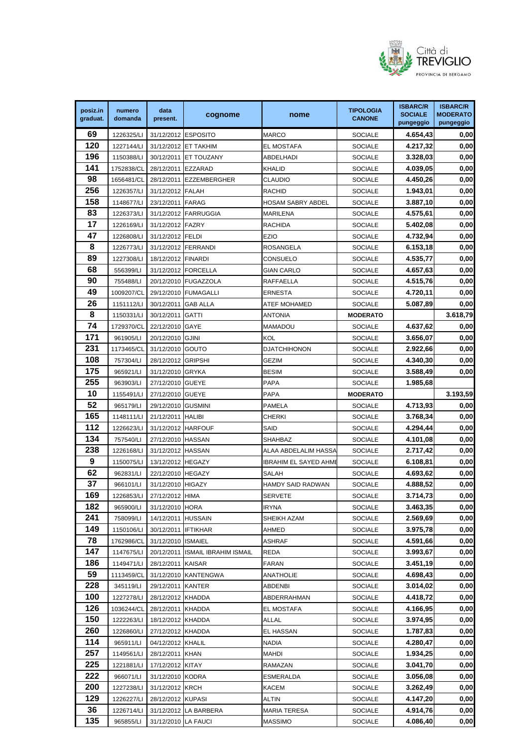| posiz.in graduat. | numero domanda | data present. | cognome | nome | TIPOLOGIA CANONE | ISBARC/R SOCIALE pungeggio | ISBARC/R MODERATO pungeggio |
|---|---|---|---|---|---|---|---|
| 69 | 1226325/LI | 31/12/2012 | ESPOSITO | MARCO | SOCIALE | 4.654,43 | 0,00 |
| 120 | 1227144/LI | 31/12/2012 | ET TAKHIM | EL MOSTAFA | SOCIALE | 4.217,32 | 0,00 |
| 196 | 1150388/LI | 30/12/2011 | ET TOUZANY | ABDELHADI | SOCIALE | 3.328,03 | 0,00 |
| 141 | 1752838/CL | 28/12/2011 | EZZARAD | KHALID | SOCIALE | 4.039,05 | 0,00 |
| 98 | 1656481/CL | 28/12/2011 | EZZEMBERGHER | CLAUDIO | SOCIALE | 4.450,26 | 0,00 |
| 256 | 1226357/LI | 31/12/2012 | FALAH | RACHID | SOCIALE | 1.943,01 | 0,00 |
| 158 | 1148677/LI | 23/12/2011 | FARAG | HOSAM SABRY ABDEL | SOCIALE | 3.887,10 | 0,00 |
| 83 | 1226373/LI | 31/12/2012 | FARRUGGIA | MARILENA | SOCIALE | 4.575,61 | 0,00 |
| 17 | 1226169/LI | 31/12/2012 | FAZRY | RACHIDA | SOCIALE | 5.402,08 | 0,00 |
| 47 | 1226808/LI | 31/12/2012 | FELDI | EZIO | SOCIALE | 4.732,94 | 0,00 |
| 8 | 1226773/LI | 31/12/2012 | FERRANDI | ROSANGELA | SOCIALE | 6.153,18 | 0,00 |
| 89 | 1227308/LI | 18/12/2012 | FINARDI | CONSUELO | SOCIALE | 4.535,77 | 0,00 |
| 68 | 556399/LI | 31/12/2012 | FORCELLA | GIAN CARLO | SOCIALE | 4.657,63 | 0,00 |
| 90 | 755488/LI | 20/12/2010 | FUGAZZOLA | RAFFAELLA | SOCIALE | 4.515,76 | 0,00 |
| 49 | 1009207/CL | 29/12/2010 | FUMAGALLI | ERNESTA | SOCIALE | 4.720,11 | 0,00 |
| 26 | 1151112/LI | 30/12/2011 | GAB ALLA | ATEF MOHAMED | SOCIALE | 5.087,89 | 0,00 |
| 8 | 1150331/LI | 30/12/2011 | GATTI | ANTONIA | MODERATO | | 3.618,79 |
| 74 | 1729370/CL | 22/12/2010 | GAYE | MAMADOU | SOCIALE | 4.637,62 | 0,00 |
| 171 | 961905/LI | 20/12/2010 | GJINI | KOL | SOCIALE | 3.656,07 | 0,00 |
| 231 | 1173465/CL | 31/12/2010 | GOUTO | DJATCHIHONON | SOCIALE | 2.922,66 | 0,00 |
| 108 | 757304/LI | 28/12/2012 | GRIPSHI | GEZIM | SOCIALE | 4.340,30 | 0,00 |
| 175 | 965921/LI | 31/12/2010 | GRYKA | BESIM | SOCIALE | 3.588,49 | 0,00 |
| 255 | 963903/LI | 27/12/2010 | GUEYE | PAPA | SOCIALE | 1.985,68 | |
| 10 | 1155491/LI | 27/12/2010 | GUEYE | PAPA | MODERATO | | 3.193,59 |
| 52 | 965179/LI | 29/12/2010 | GUSMINI | PAMELA | SOCIALE | 4.713,93 | 0,00 |
| 165 | 1148111/LI | 21/12/2011 | HALIBI | CHERKI | SOCIALE | 3.768,34 | 0,00 |
| 112 | 1226623/LI | 31/12/2012 | HARFOUF | SAID | SOCIALE | 4.294,44 | 0,00 |
| 134 | 757540/LI | 27/12/2010 | HASSAN | SHAHBAZ | SOCIALE | 4.101,08 | 0,00 |
| 238 | 1226168/LI | 31/12/2012 | HASSAN | ALAA ABDELALIM HASSA | SOCIALE | 2.717,42 | 0,00 |
| 9 | 1150075/LI | 13/12/2012 | HEGAZY | IBRAHIM EL SAYED AHME | SOCIALE | 6.108,81 | 0,00 |
| 62 | 962831/LI | 22/12/2010 | HEGAZY | SALAH | SOCIALE | 4.693,62 | 0,00 |
| 37 | 966101/LI | 31/12/2010 | HIGAZY | HAMDY SAID RADWAN | SOCIALE | 4.888,52 | 0,00 |
| 169 | 1226853/LI | 27/12/2012 | HIMA | SERVETE | SOCIALE | 3.714,73 | 0,00 |
| 182 | 965900/LI | 31/12/2010 | HORA | IRYNA | SOCIALE | 3.463,35 | 0,00 |
| 241 | 758099/LI | 14/12/2011 | HUSSAIN | SHEIKH AZAM | SOCIALE | 2.569,69 | 0,00 |
| 149 | 1150106/LI | 30/12/2011 | IFTIKHAR | AHMED | SOCIALE | 3.975,78 | 0,00 |
| 78 | 1762986/CL | 31/12/2010 | ISMAIEL | ASHRAF | SOCIALE | 4.591,66 | 0,00 |
| 147 | 1147675/LI | 20/12/2011 | ISMAIL IBRAHIM ISMAIL | REDA | SOCIALE | 3.993,67 | 0,00 |
| 186 | 1149471/LI | 28/12/2011 | KAISAR | FARAN | SOCIALE | 3.451,19 | 0,00 |
| 59 | 1113459/CL | 31/12/2010 | KANTENGWA | ANATHOLIE | SOCIALE | 4.698,43 | 0,00 |
| 228 | 345119/LI | 29/12/2011 | KANTER | ABDENBI | SOCIALE | 3.014,02 | 0,00 |
| 100 | 1227278/LI | 28/12/2012 | KHADDA | ABDERRAHMAN | SOCIALE | 4.418,72 | 0,00 |
| 126 | 1036244/CL | 28/12/2011 | KHADDA | EL MOSTAFA | SOCIALE | 4.166,95 | 0,00 |
| 150 | 1222263/LI | 18/12/2012 | KHADDA | ALLAL | SOCIALE | 3.974,95 | 0,00 |
| 260 | 1226860/LI | 27/12/2012 | KHADDA | EL HASSAN | SOCIALE | 1.787,83 | 0,00 |
| 114 | 965911/LI | 04/12/2012 | KHALIL | NADIA | SOCIALE | 4.280,47 | 0,00 |
| 257 | 1149561/LI | 28/12/2011 | KHAN | MAHDI | SOCIALE | 1.934,25 | 0,00 |
| 225 | 1221881/LI | 17/12/2012 | KITAY | RAMAZAN | SOCIALE | 3.041,70 | 0,00 |
| 222 | 966071/LI | 31/12/2010 | KODRA | ESMERALDA | SOCIALE | 3.056,08 | 0,00 |
| 200 | 1227238/LI | 31/12/2012 | KRCH | KACEM | SOCIALE | 3.262,49 | 0,00 |
| 129 | 1226227/LI | 28/12/2012 | KUPASI | ALTIN | SOCIALE | 4.147,20 | 0,00 |
| 36 | 1226714/LI | 31/12/2012 | LA BARBERA | MARIA TERESA | SOCIALE | 4.914,76 | 0,00 |
| 135 | 965855/LI | 31/12/2010 | LA FAUCI | MASSIMO | SOCIALE | 4.086,40 | 0,00 |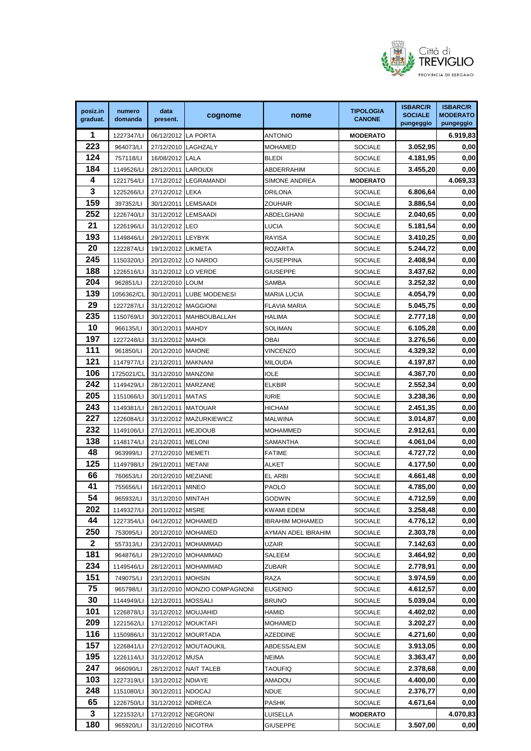| posiz.in graduat. | numero domanda | data present. | cognome | nome | TIPOLOGIA CANONE | ISBARC/R SOCIALE pungeggio | ISBARC/R MODERATO pungeggio |
|---|---|---|---|---|---|---|---|
| 1 | 1227347/LI | 06/12/2012 | LA PORTA | ANTONIO | **MODERATO** | | 6.919,83 |
| 223 | 964073/LI | 27/12/2010 | LAGHZALY | MOHAMED | SOCIALE | 3.052,95 | 0,00 |
| 124 | 757118/LI | 16/08/2012 | LALA | BLEDI | SOCIALE | 4.181,95 | 0,00 |
| 184 | 1149526/LI | 28/12/2011 | LAROUDI | ABDERRAHIM | SOCIALE | 3.455,20 | 0,00 |
| 4 | 1221754/LI | 17/12/2012 | LEGRAMANDI | SIMONE ANDREA | **MODERATO** | | 4.069,33 |
| 3 | 1225266/LI | 27/12/2012 | LEKA | DRILONA | SOCIALE | 6.806,64 | 0,00 |
| 159 | 397352/LI | 30/12/2011 | LEMSAADI | ZOUHAIR | SOCIALE | 3.886,54 | 0,00 |
| 252 | 1226740/LI | 31/12/2012 | LEMSAADI | ABDELGHANI | SOCIALE | 2.040,65 | 0,00 |
| 21 | 1226196/LI | 31/12/2012 | LEO | LUCIA | SOCIALE | 5.181,54 | 0,00 |
| 193 | 1149846/LI | 29/12/2011 | LEYBYK | RAYISA | SOCIALE | 3.410,25 | 0,00 |
| 20 | 1222874/LI | 19/12/2012 | LIKMETA | ROZARTA | SOCIALE | 5.244,72 | 0,00 |
| 245 | 1150320/LI | 20/12/2012 | LO NARDO | GIUSEPPINA | SOCIALE | 2.408,94 | 0,00 |
| 188 | 1226516/LI | 31/12/2012 | LO VERDE | GIUSEPPE | SOCIALE | 3.437,62 | 0,00 |
| 204 | 962851/LI | 22/12/2010 | LOUM | SAMBA | SOCIALE | 3.252,32 | 0,00 |
| 139 | 1056362/CL | 30/12/2011 | LUBE MODENESI | MARIA LUCIA | SOCIALE | 4.054,79 | 0,00 |
| 29 | 1227287/LI | 31/12/2012 | MAGGIONI | FLAVIA MARIA | SOCIALE | 5.045,75 | 0,00 |
| 235 | 1150769/LI | 30/12/2011 | MAHBOUBALLAH | HALIMA | SOCIALE | 2.777,18 | 0,00 |
| 10 | 966135/LI | 30/12/2011 | MAHDY | SOLIMAN | SOCIALE | 6.105,28 | 0,00 |
| 197 | 1227248/LI | 31/12/2012 | MAHOI | OBAI | SOCIALE | 3.276,56 | 0,00 |
| 111 | 961850/LI | 20/12/2010 | MAIONE | VINCENZO | SOCIALE | 4.329,32 | 0,00 |
| 121 | 1147977/LI | 21/12/2011 | MAKNANI | MILOUDA | SOCIALE | 4.197,87 | 0,00 |
| 106 | 1725021/CL | 31/12/2010 | MANZONI | IOLE | SOCIALE | 4.367,70 | 0,00 |
| 242 | 1149429/LI | 28/12/2011 | MARZANE | ELKBIR | SOCIALE | 2.552,34 | 0,00 |
| 205 | 1151066/LI | 30/11/2011 | MATAS | IURIE | SOCIALE | 3.238,36 | 0,00 |
| 243 | 1149381/LI | 28/12/2011 | MATOUAR | HICHAM | SOCIALE | 2.451,35 | 0,00 |
| 227 | 1226084/LI | 31/12/2012 | MAZURKIEWICZ | MALWINA | SOCIALE | 3.014,87 | 0,00 |
| 232 | 1149106/LI | 27/12/2011 | MEJDOUB | MOHAMMED | SOCIALE | 2.912,61 | 0,00 |
| 138 | 1148174/LI | 21/12/2011 | MELONI | SAMANTHA | SOCIALE | 4.061,04 | 0,00 |
| 48 | 963999/LI | 27/12/2010 | MEMETI | FATIME | SOCIALE | 4.727,72 | 0,00 |
| 125 | 1149798/LI | 29/12/2011 | METANI | ALKET | SOCIALE | 4.177,50 | 0,00 |
| 66 | 760653/LI | 20/12/2010 | MEZIANE | EL ARBI | SOCIALE | 4.661,48 | 0,00 |
| 41 | 755656/LI | 16/12/2011 | MINEO | PAOLO | SOCIALE | 4.785,00 | 0,00 |
| 54 | 965932/LI | 31/12/2010 | MINTAH | GODWIN | SOCIALE | 4.712,59 | 0,00 |
| 202 | 1149327/LI | 20/11/2012 | MISRE | KWAMI EDEM | SOCIALE | 3.258,48 | 0,00 |
| 44 | 1227354/LI | 04/12/2012 | MOHAMED | IBRAHIM MOHAMED | SOCIALE | 4.776,12 | 0,00 |
| 250 | 753095/LI | 20/12/2010 | MOHAMED | AYMAN ADEL IBRAHIM | SOCIALE | 2.303,78 | 0,00 |
| 2 | 557313/LI | 23/12/2011 | MOHAMMAD | UZAIR | SOCIALE | 7.142,63 | 0,00 |
| 181 | 964876/LI | 29/12/2010 | MOHAMMAD | SALEEM | SOCIALE | 3.464,92 | 0,00 |
| 234 | 1149546/LI | 28/12/2011 | MOHAMMAD | ZUBAIR | SOCIALE | 2.778,91 | 0,00 |
| 151 | 749075/LI | 23/12/2011 | MOHSIN | RAZA | SOCIALE | 3.974,59 | 0,00 |
| 75 | 965798/LI | 31/12/2010 | MONZIO COMPAGNONI | EUGENIO | SOCIALE | 4.612,57 | 0,00 |
| 30 | 1144949/LI | 12/12/2011 | MOSSALI | BRUNO | SOCIALE | 5.039,04 | 0,00 |
| 101 | 1226878/LI | 31/12/2012 | MOUJAHID | HAMID | SOCIALE | 4.402,02 | 0,00 |
| 209 | 1221562/LI | 17/12/2012 | MOUKTAFI | MOHAMED | SOCIALE | 3.202,27 | 0,00 |
| 116 | 1150986/LI | 31/12/2012 | MOURTADA | AZEDDINE | SOCIALE | 4.271,60 | 0,00 |
| 157 | 1226841/LI | 27/12/2012 | MOUTAOUKIL | ABDESSALEM | SOCIALE | 3.913,05 | 0,00 |
| 195 | 1226114/LI | 31/12/2012 | MUSA | NEIMA | SOCIALE | 3.363,47 | 0,00 |
| 247 | 966090/LI | 28/12/2012 | NAIT TALEB | TAOUFIQ | SOCIALE | 2.378,68 | 0,00 |
| 103 | 1227319/LI | 13/12/2012 | NDIAYE | AMADOU | SOCIALE | 4.400,00 | 0,00 |
| 248 | 1151080/LI | 30/12/2011 | NDOCAJ | NDUE | SOCIALE | 2.376,77 | 0,00 |
| 65 | 1226750/LI | 31/12/2012 | NDRECA | PASHK | SOCIALE | 4.671,64 | 0,00 |
| 3 | 1221532/LI | 17/12/2012 | NEGRONI | LUISELLA | **MODERATO** | | 4.070,83 |
| 180 | 965920/LI | 31/12/2010 | NICOTRA | GIUSEPPE | SOCIALE | 3.507,00 | 0,00 |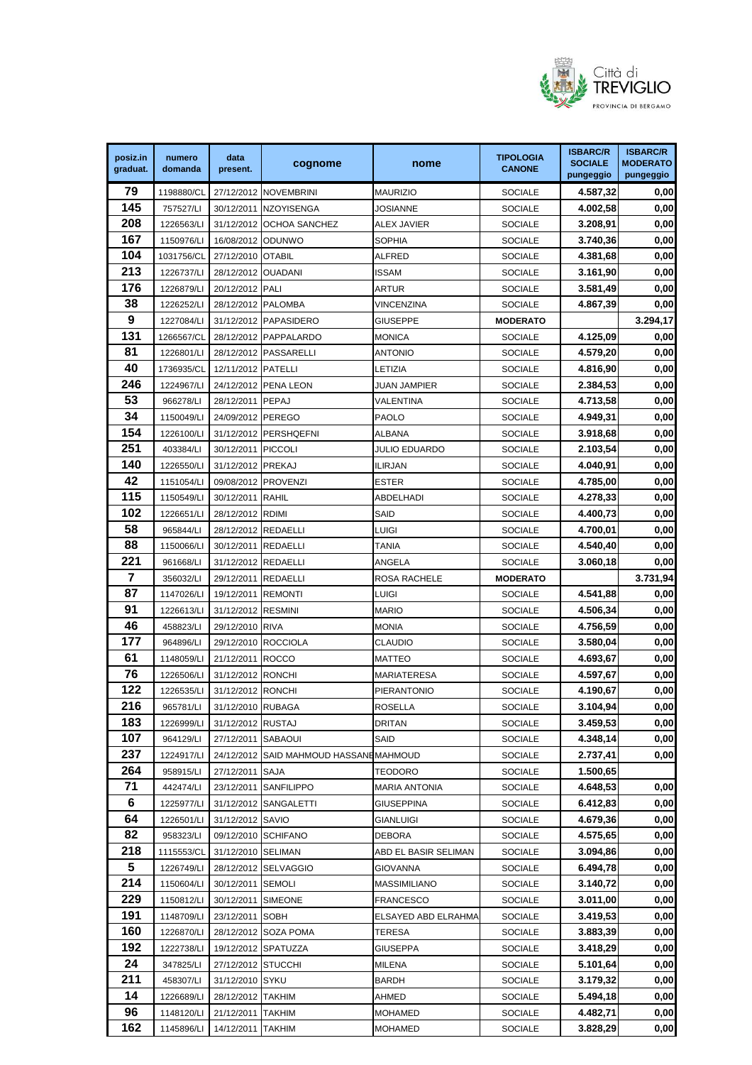| posiz.in graduat. | numero domanda | data present. | cognome | nome | TIPOLOGIA CANONE | ISBARC/R SOCIALE pungeggio | ISBARC/R MODERATO pungeggio |
|---|---|---|---|---|---|---|---|
| 79 | 1198880/CL | 27/12/2012 | NOVEMBRINI | MAURIZIO | SOCIALE | 4.587,32 | 0,00 |
| 145 | 757527/LI | 30/12/2011 | NZOYISENGA | JOSIANNE | SOCIALE | 4.002,58 | 0,00 |
| 208 | 1226563/LI | 31/12/2012 | OCHOA SANCHEZ | ALEX JAVIER | SOCIALE | 3.208,91 | 0,00 |
| 167 | 1150976/LI | 16/08/2012 | ODUNWO | SOPHIA | SOCIALE | 3.740,36 | 0,00 |
| 104 | 1031756/CL | 27/12/2010 | OTABIL | ALFRED | SOCIALE | 4.381,68 | 0,00 |
| 213 | 1226737/LI | 28/12/2012 | OUADANI | ISSAM | SOCIALE | 3.161,90 | 0,00 |
| 176 | 1226879/LI | 20/12/2012 | PALI | ARTUR | SOCIALE | 3.581,49 | 0,00 |
| 38 | 1226252/LI | 28/12/2012 | PALOMBA | VINCENZINA | SOCIALE | 4.867,39 | 0,00 |
| 9 | 1227084/LI | 31/12/2012 | PAPASIDERO | GIUSEPPE | MODERATO | | 3.294,17 |
| 131 | 1266567/CL | 28/12/2012 | PAPPALARDO | MONICA | SOCIALE | 4.125,09 | 0,00 |
| 81 | 1226801/LI | 28/12/2012 | PASSARELLI | ANTONIO | SOCIALE | 4.579,20 | 0,00 |
| 40 | 1736935/CL | 12/11/2012 | PATELLI | LETIZIA | SOCIALE | 4.816,90 | 0,00 |
| 246 | 1224967/LI | 24/12/2012 | PENA LEON | JUAN JAMPIER | SOCIALE | 2.384,53 | 0,00 |
| 53 | 966278/LI | 28/12/2011 | PEPAJ | VALENTINA | SOCIALE | 4.713,58 | 0,00 |
| 34 | 1150049/LI | 24/09/2012 | PEREGO | PAOLO | SOCIALE | 4.949,31 | 0,00 |
| 154 | 1226100/LI | 31/12/2012 | PERSHQEFNI | ALBANA | SOCIALE | 3.918,68 | 0,00 |
| 251 | 403384/LI | 30/12/2011 | PICCOLI | JULIO EDUARDO | SOCIALE | 2.103,54 | 0,00 |
| 140 | 1226550/LI | 31/12/2012 | PREKAJ | ILIRJAN | SOCIALE | 4.040,91 | 0,00 |
| 42 | 1151054/LI | 09/08/2012 | PROVENZI | ESTER | SOCIALE | 4.785,00 | 0,00 |
| 115 | 1150549/LI | 30/12/2011 | RAHIL | ABDELHADI | SOCIALE | 4.278,33 | 0,00 |
| 102 | 1226651/LI | 28/12/2012 | RDIMI | SAID | SOCIALE | 4.400,73 | 0,00 |
| 58 | 965844/LI | 28/12/2012 | REDAELLI | LUIGI | SOCIALE | 4.700,01 | 0,00 |
| 88 | 1150066/LI | 30/12/2011 | REDAELLI | TANIA | SOCIALE | 4.540,40 | 0,00 |
| 221 | 961668/LI | 31/12/2012 | REDAELLI | ANGELA | SOCIALE | 3.060,18 | 0,00 |
| 7 | 356032/LI | 29/12/2011 | REDAELLI | ROSA RACHELE | MODERATO | | 3.731,94 |
| 87 | 1147026/LI | 19/12/2011 | REMONTI | LUIGI | SOCIALE | 4.541,88 | 0,00 |
| 91 | 1226613/LI | 31/12/2012 | RESMINI | MARIO | SOCIALE | 4.506,34 | 0,00 |
| 46 | 458823/LI | 29/12/2010 | RIVA | MONIA | SOCIALE | 4.756,59 | 0,00 |
| 177 | 964896/LI | 29/12/2010 | ROCCIOLA | CLAUDIO | SOCIALE | 3.580,04 | 0,00 |
| 61 | 1148059/LI | 21/12/2011 | ROCCO | MATTEO | SOCIALE | 4.693,67 | 0,00 |
| 76 | 1226506/LI | 31/12/2012 | RONCHI | MARIATERESA | SOCIALE | 4.597,67 | 0,00 |
| 122 | 1226535/LI | 31/12/2012 | RONCHI | PIERANTONIO | SOCIALE | 4.190,67 | 0,00 |
| 216 | 965781/LI | 31/12/2010 | RUBAGA | ROSELLA | SOCIALE | 3.104,94 | 0,00 |
| 183 | 1226999/LI | 31/12/2012 | RUSTAJ | DRITAN | SOCIALE | 3.459,53 | 0,00 |
| 107 | 964129/LI | 27/12/2011 | SABAOUI | SAID | SOCIALE | 4.348,14 | 0,00 |
| 237 | 1224917/LI | 24/12/2012 | SAID MAHMOUD HASSANE | MAHMOUD | SOCIALE | 2.737,41 | 0,00 |
| 264 | 958915/LI | 27/12/2011 | SAJA | TEODORO | SOCIALE | 1.500,65 | |
| 71 | 442474/LI | 23/12/2011 | SANFILIPPO | MARIA ANTONIA | SOCIALE | 4.648,53 | 0,00 |
| 6 | 1225977/LI | 31/12/2012 | SANGALETTI | GIUSEPPINA | SOCIALE | 6.412,83 | 0,00 |
| 64 | 1226501/LI | 31/12/2012 | SAVIO | GIANLUIGI | SOCIALE | 4.679,36 | 0,00 |
| 82 | 958323/LI | 09/12/2010 | SCHIFANO | DEBORA | SOCIALE | 4.575,65 | 0,00 |
| 218 | 1115553/CL | 31/12/2010 | SELIMAN | ABD EL BASIR SELIMAN | SOCIALE | 3.094,86 | 0,00 |
| 5 | 1226749/LI | 28/12/2012 | SELVAGGIO | GIOVANNA | SOCIALE | 6.494,78 | 0,00 |
| 214 | 1150604/LI | 30/12/2011 | SEMOLI | MASSIMILIANO | SOCIALE | 3.140,72 | 0,00 |
| 229 | 1150812/LI | 30/12/2011 | SIMEONE | FRANCESCO | SOCIALE | 3.011,00 | 0,00 |
| 191 | 1148709/LI | 23/12/2011 | SOBH | ELSAYED ABD ELRAHMA | SOCIALE | 3.419,53 | 0,00 |
| 160 | 1226870/LI | 28/12/2012 | SOZA POMA | TERESA | SOCIALE | 3.883,39 | 0,00 |
| 192 | 1222738/LI | 19/12/2012 | SPATUZZA | GIUSEPPA | SOCIALE | 3.418,29 | 0,00 |
| 24 | 347825/LI | 27/12/2012 | STUCCHI | MILENA | SOCIALE | 5.101,64 | 0,00 |
| 211 | 458307/LI | 31/12/2010 | SYKU | BARDH | SOCIALE | 3.179,32 | 0,00 |
| 14 | 1226689/LI | 28/12/2012 | TAKHIM | AHMED | SOCIALE | 5.494,18 | 0,00 |
| 96 | 1148120/LI | 21/12/2011 | TAKHIM | MOHAMED | SOCIALE | 4.482,71 | 0,00 |
| 162 | 1145896/LI | 14/12/2011 | TAKHIM | MOHAMED | SOCIALE | 3.828,29 | 0,00 |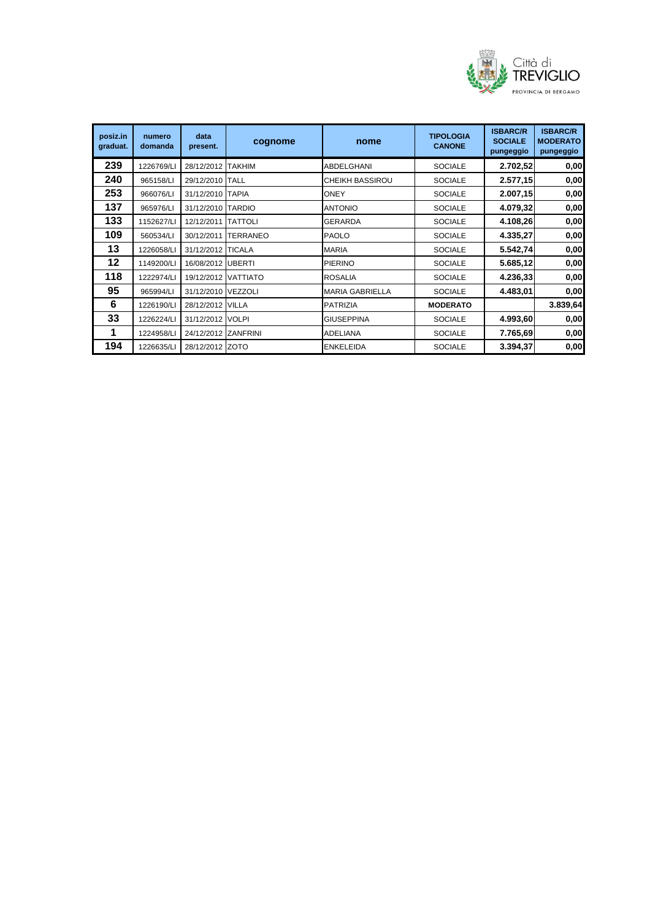| posiz.in graduat. | numero domanda | data present. | cognome | nome | TIPOLOGIA CANONE | ISBARC/R SOCIALE pungeggio | ISBARC/R MODERATO pungeggio |
|---|---|---|---|---|---|---|---|
| 239 | 1226769/LI | 28/12/2012 | TAKHIM | ABDELGHANI | SOCIALE | 2.702,52 | 0,00 |
| 240 | 965158/LI | 29/12/2010 | TALL | CHEIKH BASSIROU | SOCIALE | 2.577,15 | 0,00 |
| 253 | 966076/LI | 31/12/2010 | TAPIA | ONEY | SOCIALE | 2.007,15 | 0,00 |
| 137 | 965976/LI | 31/12/2010 | TARDIO | ANTONIO | SOCIALE | 4.079,32 | 0,00 |
| 133 | 1152627/LI | 12/12/2011 | TATTOLI | GERARDA | SOCIALE | 4.108,26 | 0,00 |
| 109 | 560534/LI | 30/12/2011 | TERRANEO | PAOLO | SOCIALE | 4.335,27 | 0,00 |
| 13 | 1226058/LI | 31/12/2012 | TICALA | MARIA | SOCIALE | 5.542,74 | 0,00 |
| 12 | 1149200/LI | 16/08/2012 | UBERTI | PIERINO | SOCIALE | 5.685,12 | 0,00 |
| 118 | 1222974/LI | 19/12/2012 | VATTIATO | ROSALIA | SOCIALE | 4.236,33 | 0,00 |
| 95 | 965994/LI | 31/12/2010 | VEZZOLI | MARIA GABRIELLA | SOCIALE | 4.483,01 | 0,00 |
| 6 | 1226190/LI | 28/12/2012 | VILLA | PATRIZIA | **MODERATO** | | 3.839,64 |
| 33 | 1226224/LI | 31/12/2012 | VOLPI | GIUSEPPINA | SOCIALE | 4.993,60 | 0,00 |
| 1 | 1224958/LI | 24/12/2012 | ZANFRINI | ADELIANA | SOCIALE | 7.765,69 | 0,00 |
| 194 | 1226635/LI | 28/12/2012 | ZOTO | ENKELEIDA | SOCIALE | 3.394,37 | 0,00 |